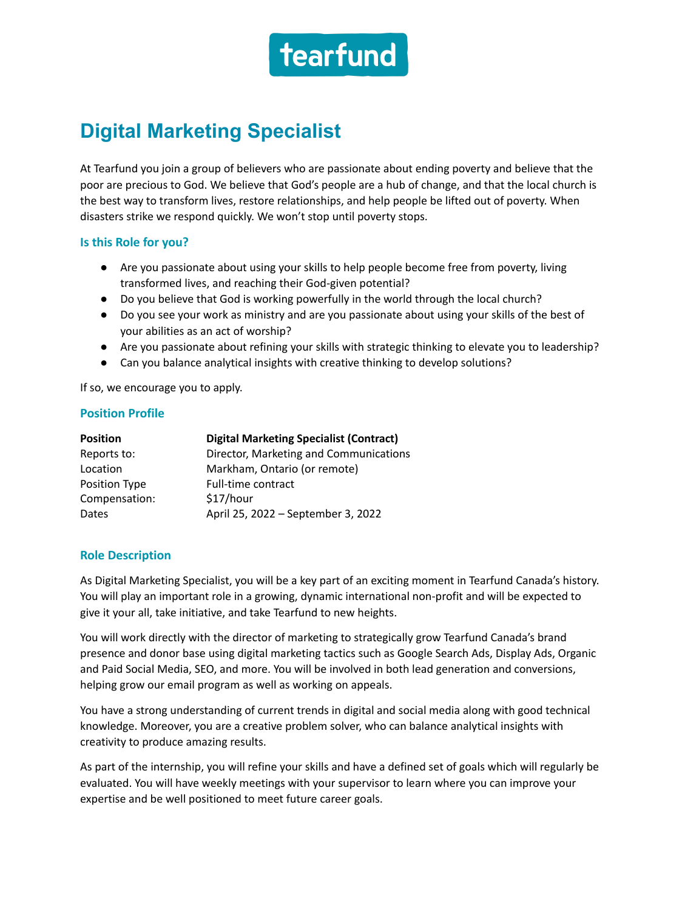tearfund

# Digital Marketing Specialist

At Tearfund you join a group of believers who are passionate about ending poverty and believe that the poor are precious to God. We believe that God's people are a hub of change, and that the local church is the best way to transform lives, restore relationships, and help people be lifted out of poverty. When disasters strike we respond quickly. We won't stop until poverty stops.

### Is this Role for you?

- Are you passionate about using your skills to help people become free from poverty, living transformed lives, and reaching their God-given potential?
- Do you believe that God is working powerfully in the world through the local church?
- Do you see your work as ministry and are you passionate about using your skills of the best of your abilities as an act of worship?
- Are you passionate about refining your skills with strategic thinking to elevate you to leadership?
- Can you balance analytical insights with creative thinking to develop solutions?

If so, we encourage you to apply.

### Position Profile

| **Position** | **Digital Marketing Specialist (Contract)** |
|---|---|
| Reports to: | Director, Marketing and Communications |
| Location | Markham, Ontario (or remote) |
| Position Type | Full-time contract |
| Compensation: | $17/hour |
| Dates | April 25, 2022 – September 3, 2022 |

### Role Description

As Digital Marketing Specialist, you will be a key part of an exciting moment in Tearfund Canada's history. You will play an important role in a growing, dynamic international non-profit and will be expected to give it your all, take initiative, and take Tearfund to new heights.

You will work directly with the director of marketing to strategically grow Tearfund Canada's brand presence and donor base using digital marketing tactics such as Google Search Ads, Display Ads, Organic and Paid Social Media, SEO, and more. You will be involved in both lead generation and conversions, helping grow our email program as well as working on appeals.

You have a strong understanding of current trends in digital and social media along with good technical knowledge. Moreover, you are a creative problem solver, who can balance analytical insights with creativity to produce amazing results.

As part of the internship, you will refine your skills and have a defined set of goals which will regularly be evaluated. You will have weekly meetings with your supervisor to learn where you can improve your expertise and be well positioned to meet future career goals.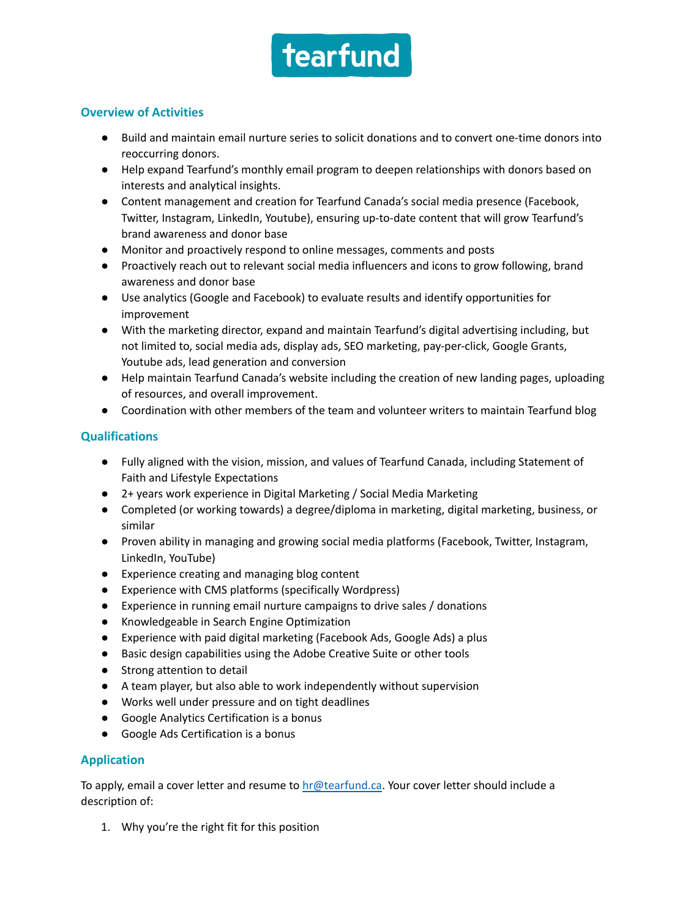## Overview of Activities

- Build and maintain email nurture series to solicit donations and to convert one-time donors into reoccurring donors.
- Help expand Tearfund's monthly email program to deepen relationships with donors based on interests and analytical insights.
- Content management and creation for Tearfund Canada's social media presence (Facebook, Twitter, Instagram, LinkedIn, Youtube), ensuring up-to-date content that will grow Tearfund's brand awareness and donor base
- Monitor and proactively respond to online messages, comments and posts
- Proactively reach out to relevant social media influencers and icons to grow following, brand awareness and donor base
- Use analytics (Google and Facebook) to evaluate results and identify opportunities for improvement
- With the marketing director, expand and maintain Tearfund's digital advertising including, but not limited to, social media ads, display ads, SEO marketing, pay-per-click, Google Grants, Youtube ads, lead generation and conversion
- Help maintain Tearfund Canada's website including the creation of new landing pages, uploading of resources, and overall improvement.
- Coordination with other members of the team and volunteer writers to maintain Tearfund blog

## Qualifications

- Fully aligned with the vision, mission, and values of Tearfund Canada, including Statement of Faith and Lifestyle Expectations
- 2+ years work experience in Digital Marketing / Social Media Marketing
- Completed (or working towards) a degree/diploma in marketing, digital marketing, business, or similar
- Proven ability in managing and growing social media platforms (Facebook, Twitter, Instagram, LinkedIn, YouTube)
- Experience creating and managing blog content
- Experience with CMS platforms (specifically Wordpress)
- Experience in running email nurture campaigns to drive sales / donations
- Knowledgeable in Search Engine Optimization
- Experience with paid digital marketing (Facebook Ads, Google Ads) a plus
- Basic design capabilities using the Adobe Creative Suite or other tools
- Strong attention to detail
- A team player, but also able to work independently without supervision
- Works well under pressure and on tight deadlines
- Google Analytics Certification is a bonus
- Google Ads Certification is a bonus

## Application

To apply, email a cover letter and resume to hr@tearfund.ca. Your cover letter should include a description of:

1. Why you're the right fit for this position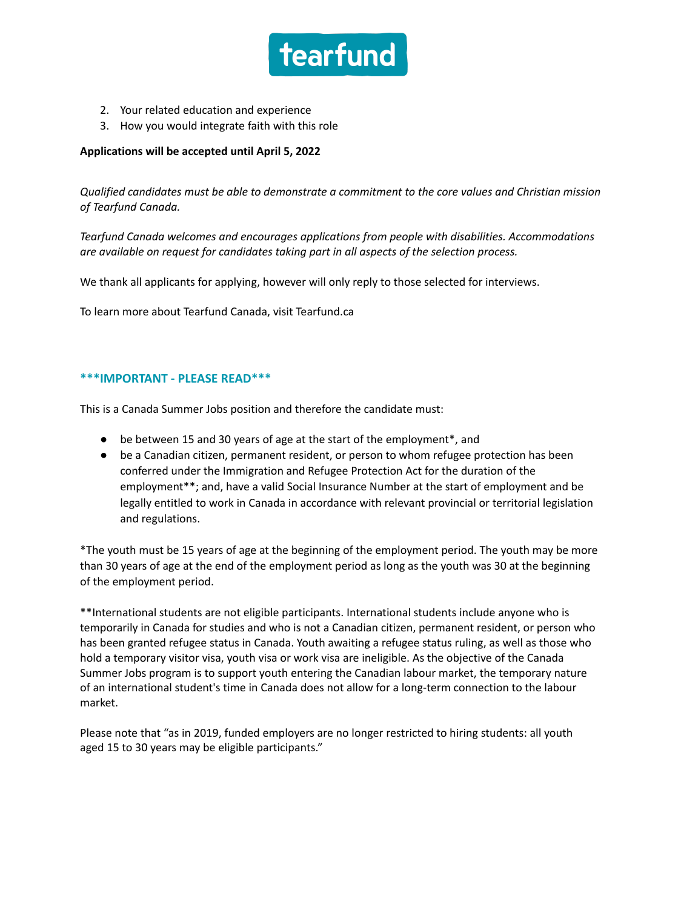2. Your related education and experience
3. How you would integrate faith with this role

**Applications will be accepted until April 5, 2022**

*Qualified candidates must be able to demonstrate a commitment to the core values and Christian mission of Tearfund Canada.*

*Tearfund Canada welcomes and encourages applications from people with disabilities. Accommodations are available on request for candidates taking part in all aspects of the selection process.*

We thank all applicants for applying, however will only reply to those selected for interviews.

To learn more about Tearfund Canada, visit Tearfund.ca

### ***IMPORTANT - PLEASE READ***

This is a Canada Summer Jobs position and therefore the candidate must:

- be between 15 and 30 years of age at the start of the employment*, and
- be a Canadian citizen, permanent resident, or person to whom refugee protection has been conferred under the Immigration and Refugee Protection Act for the duration of the employment**; and, have a valid Social Insurance Number at the start of employment and be legally entitled to work in Canada in accordance with relevant provincial or territorial legislation and regulations.

*The youth must be 15 years of age at the beginning of the employment period. The youth may be more than 30 years of age at the end of the employment period as long as the youth was 30 at the beginning of the employment period.

**International students are not eligible participants. International students include anyone who is temporarily in Canada for studies and who is not a Canadian citizen, permanent resident, or person who has been granted refugee status in Canada. Youth awaiting a refugee status ruling, as well as those who hold a temporary visitor visa, youth visa or work visa are ineligible. As the objective of the Canada Summer Jobs program is to support youth entering the Canadian labour market, the temporary nature of an international student's time in Canada does not allow for a long-term connection to the labour market.

Please note that "as in 2019, funded employers are no longer restricted to hiring students: all youth aged 15 to 30 years may be eligible participants."